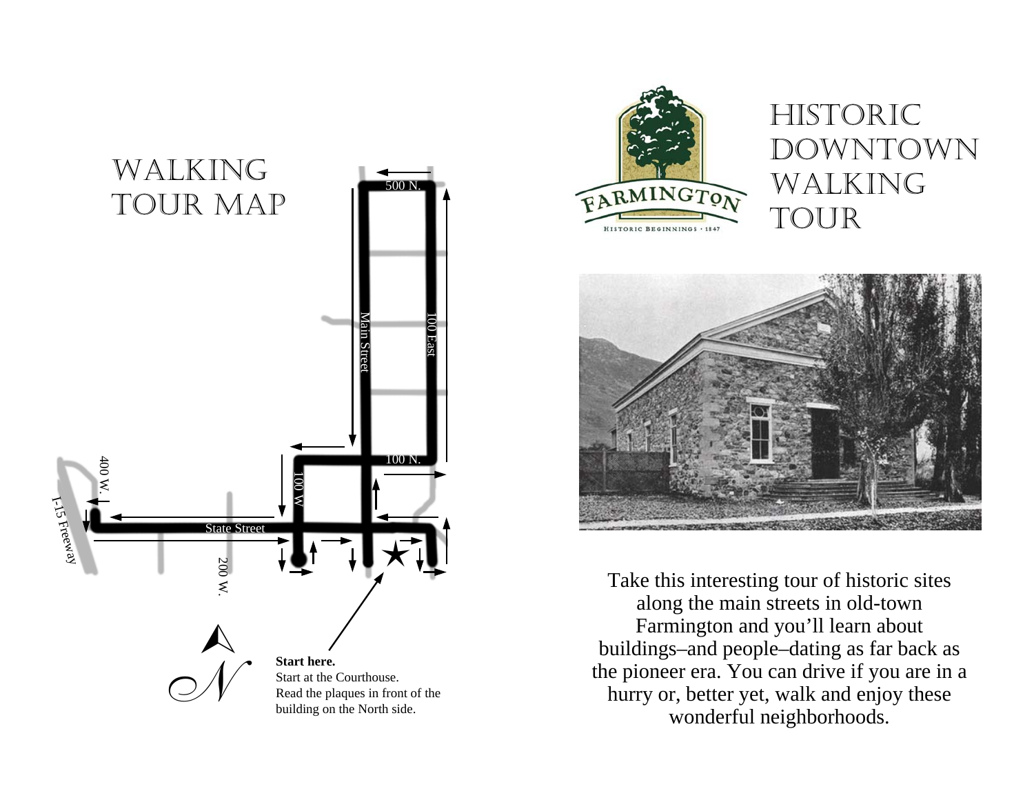# Walking Tour Map

500 N.

Main Street

100 East

100 N.

100 W.

400 W.

I-15 Freeway

State Street

200 W.

**Start here.**
Start at the Courthouse.
Read the plaques in front of the building on the North side.

FARMINGTON
HISTORIC BEGINNINGS • 1847

# Historic Downtown Walking Tour

Take this interesting tour of historic sites along the main streets in old-town Farmington and you'll learn about buildings–and people–dating as far back as the pioneer era. You can drive if you are in a hurry or, better yet, walk and enjoy these wonderful neighborhoods.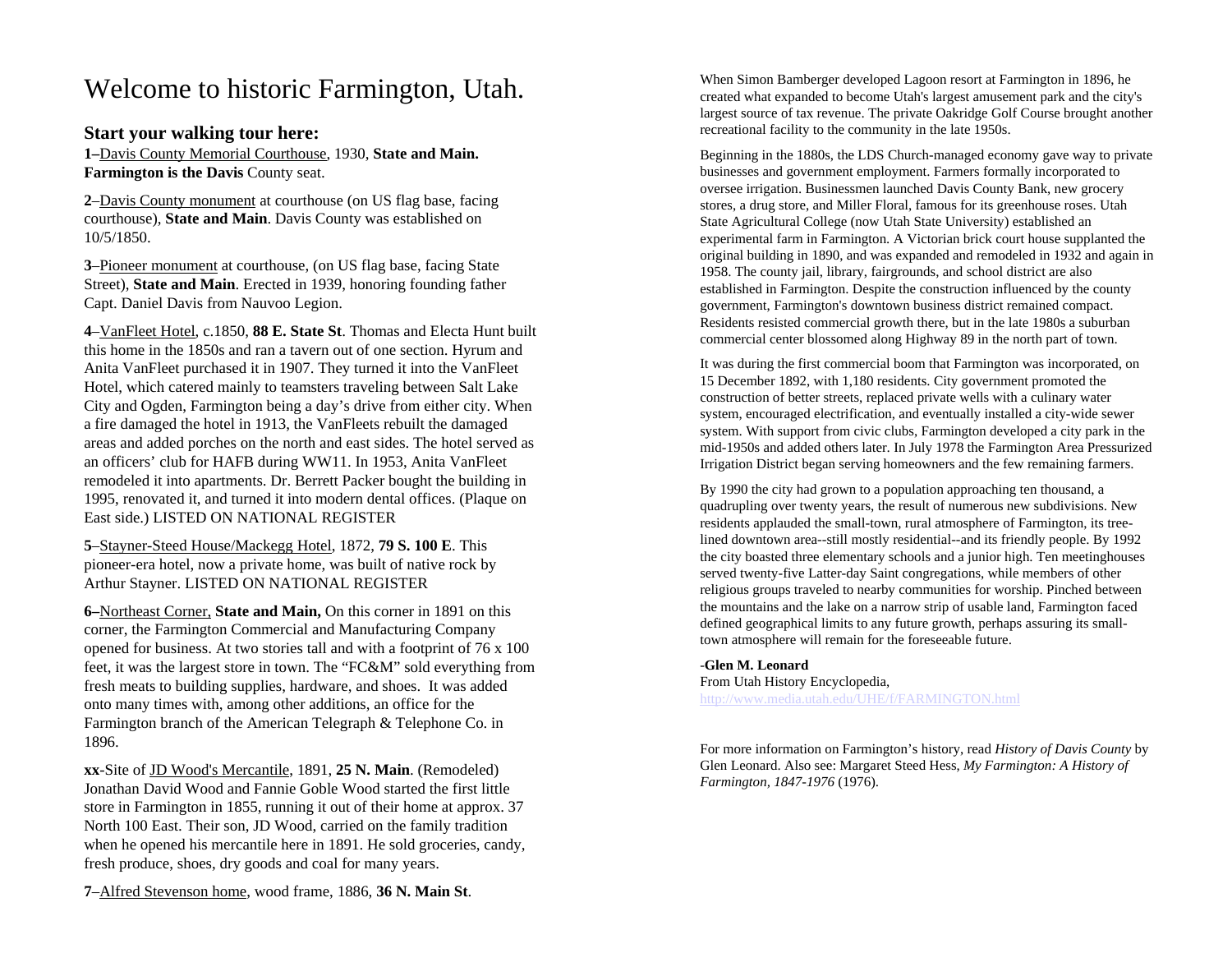# Welcome to historic Farmington, Utah.

### Start your walking tour here:

**1–**Davis County Memorial Courthouse, 1930, **State and Main. Farmington is the Davis** County seat.

**2**–Davis County monument at courthouse (on US flag base, facing courthouse), **State and Main**. Davis County was established on 10/5/1850.

**3**–Pioneer monument at courthouse, (on US flag base, facing State Street), **State and Main**. Erected in 1939, honoring founding father Capt. Daniel Davis from Nauvoo Legion.

**4**–VanFleet Hotel, c.1850, **88 E. State St**. Thomas and Electa Hunt built this home in the 1850s and ran a tavern out of one section. Hyrum and Anita VanFleet purchased it in 1907. They turned it into the VanFleet Hotel, which catered mainly to teamsters traveling between Salt Lake City and Ogden, Farmington being a day's drive from either city. When a fire damaged the hotel in 1913, the VanFleets rebuilt the damaged areas and added porches on the north and east sides. The hotel served as an officers' club for HAFB during WW11. In 1953, Anita VanFleet remodeled it into apartments. Dr. Berrett Packer bought the building in 1995, renovated it, and turned it into modern dental offices. (Plaque on East side.) LISTED ON NATIONAL REGISTER

**5**–Stayner-Steed House/Mackegg Hotel, 1872, **79 S. 100 E**. This pioneer-era hotel, now a private home, was built of native rock by Arthur Stayner. LISTED ON NATIONAL REGISTER

**6–**Northeast Corner, **State and Main,** On this corner in 1891 on this corner, the Farmington Commercial and Manufacturing Company opened for business. At two stories tall and with a footprint of 76 x 100 feet, it was the largest store in town. The "FC&M" sold everything from fresh meats to building supplies, hardware, and shoes. It was added onto many times with, among other additions, an office for the Farmington branch of the American Telegraph & Telephone Co. in 1896.

**xx**-Site of JD Wood's Mercantile, 1891, **25 N. Main**. (Remodeled) Jonathan David Wood and Fannie Goble Wood started the first little store in Farmington in 1855, running it out of their home at approx. 37 North 100 East. Their son, JD Wood, carried on the family tradition when he opened his mercantile here in 1891. He sold groceries, candy, fresh produce, shoes, dry goods and coal for many years.

**7**–Alfred Stevenson home, wood frame, 1886, **36 N. Main St**.

When Simon Bamberger developed Lagoon resort at Farmington in 1896, he created what expanded to become Utah's largest amusement park and the city's largest source of tax revenue. The private Oakridge Golf Course brought another recreational facility to the community in the late 1950s.

Beginning in the 1880s, the LDS Church-managed economy gave way to private businesses and government employment. Farmers formally incorporated to oversee irrigation. Businessmen launched Davis County Bank, new grocery stores, a drug store, and Miller Floral, famous for its greenhouse roses. Utah State Agricultural College (now Utah State University) established an experimental farm in Farmington. A Victorian brick court house supplanted the original building in 1890, and was expanded and remodeled in 1932 and again in 1958. The county jail, library, fairgrounds, and school district are also established in Farmington. Despite the construction influenced by the county government, Farmington's downtown business district remained compact. Residents resisted commercial growth there, but in the late 1980s a suburban commercial center blossomed along Highway 89 in the north part of town.

It was during the first commercial boom that Farmington was incorporated, on 15 December 1892, with 1,180 residents. City government promoted the construction of better streets, replaced private wells with a culinary water system, encouraged electrification, and eventually installed a city-wide sewer system. With support from civic clubs, Farmington developed a city park in the mid-1950s and added others later. In July 1978 the Farmington Area Pressurized Irrigation District began serving homeowners and the few remaining farmers.

By 1990 the city had grown to a population approaching ten thousand, a quadrupling over twenty years, the result of numerous new subdivisions. New residents applauded the small-town, rural atmosphere of Farmington, its tree-lined downtown area--still mostly residential--and its friendly people. By 1992 the city boasted three elementary schools and a junior high. Ten meetinghouses served twenty-five Latter-day Saint congregations, while members of other religious groups traveled to nearby communities for worship. Pinched between the mountains and the lake on a narrow strip of usable land, Farmington faced defined geographical limits to any future growth, perhaps assuring its small-town atmosphere will remain for the foreseeable future.

-**Glen M. Leonard**
From Utah History Encyclopedia,
http://www.media.utah.edu/UHE/f/FARMINGTON.html

For more information on Farmington's history, read *History of Davis County* by Glen Leonard. Also see: Margaret Steed Hess, *My Farmington: A History of Farmington, 1847-1976* (1976).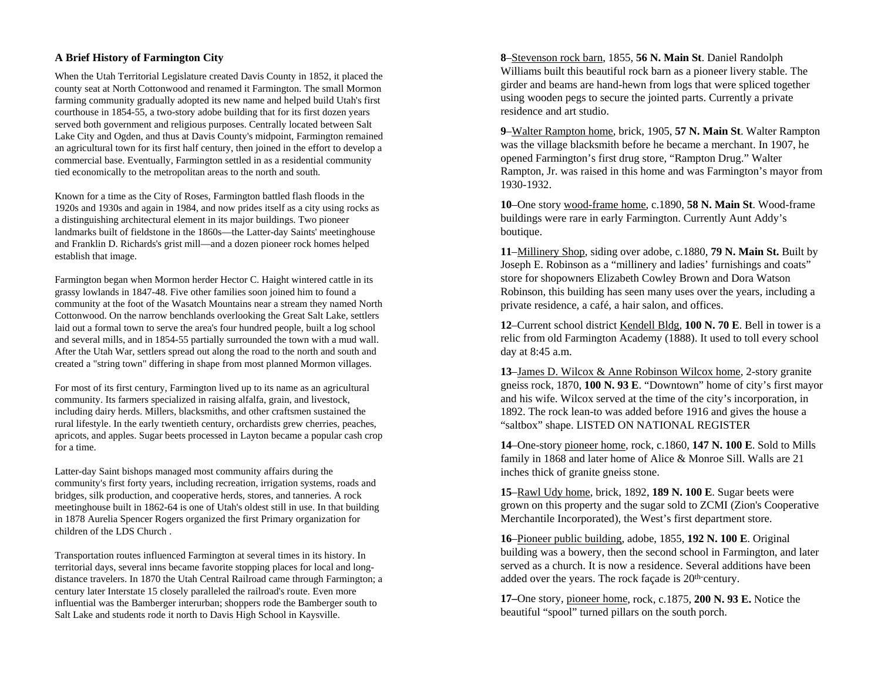### A Brief History of Farmington City

When the Utah Territorial Legislature created Davis County in 1852, it placed the county seat at North Cottonwood and renamed it Farmington. The small Mormon farming community gradually adopted its new name and helped build Utah's first courthouse in 1854-55, a two-story adobe building that for its first dozen years served both government and religious purposes. Centrally located between Salt Lake City and Ogden, and thus at Davis County's midpoint, Farmington remained an agricultural town for its first half century, then joined in the effort to develop a commercial base. Eventually, Farmington settled in as a residential community tied economically to the metropolitan areas to the north and south.

Known for a time as the City of Roses, Farmington battled flash floods in the 1920s and 1930s and again in 1984, and now prides itself as a city using rocks as a distinguishing architectural element in its major buildings. Two pioneer landmarks built of fieldstone in the 1860s—the Latter-day Saints' meetinghouse and Franklin D. Richards's grist mill—and a dozen pioneer rock homes helped establish that image.

Farmington began when Mormon herder Hector C. Haight wintered cattle in its grassy lowlands in 1847-48. Five other families soon joined him to found a community at the foot of the Wasatch Mountains near a stream they named North Cottonwood. On the narrow benchlands overlooking the Great Salt Lake, settlers laid out a formal town to serve the area's four hundred people, built a log school and several mills, and in 1854-55 partially surrounded the town with a mud wall. After the Utah War, settlers spread out along the road to the north and south and created a "string town" differing in shape from most planned Mormon villages.

For most of its first century, Farmington lived up to its name as an agricultural community. Its farmers specialized in raising alfalfa, grain, and livestock, including dairy herds. Millers, blacksmiths, and other craftsmen sustained the rural lifestyle. In the early twentieth century, orchardists grew cherries, peaches, apricots, and apples. Sugar beets processed in Layton became a popular cash crop for a time.

Latter-day Saint bishops managed most community affairs during the community's first forty years, including recreation, irrigation systems, roads and bridges, silk production, and cooperative herds, stores, and tanneries. A rock meetinghouse built in 1862-64 is one of Utah's oldest still in use. In that building in 1878 Aurelia Spencer Rogers organized the first Primary organization for children of the LDS Church .

Transportation routes influenced Farmington at several times in its history. In territorial days, several inns became favorite stopping places for local and long-distance travelers. In 1870 the Utah Central Railroad came through Farmington; a century later Interstate 15 closely paralleled the railroad's route. Even more influential was the Bamberger interurban; shoppers rode the Bamberger south to Salt Lake and students rode it north to Davis High School in Kaysville.

**8**–Stevenson rock barn, 1855, **56 N. Main St**. Daniel Randolph Williams built this beautiful rock barn as a pioneer livery stable. The girder and beams are hand-hewn from logs that were spliced together using wooden pegs to secure the jointed parts. Currently a private residence and art studio.

**9**–Walter Rampton home, brick, 1905, **57 N. Main St**. Walter Rampton was the village blacksmith before he became a merchant. In 1907, he opened Farmington's first drug store, "Rampton Drug." Walter Rampton, Jr. was raised in this home and was Farmington's mayor from 1930-1932.

**10**–One story wood-frame home, c.1890, **58 N. Main St**. Wood-frame buildings were rare in early Farmington. Currently Aunt Addy's boutique.

**11**–Millinery Shop, siding over adobe, c.1880, **79 N. Main St.** Built by Joseph E. Robinson as a "millinery and ladies' furnishings and coats" store for shopowners Elizabeth Cowley Brown and Dora Watson Robinson, this building has seen many uses over the years, including a private residence, a café, a hair salon, and offices.

**12**–Current school district Kendell Bldg, **100 N. 70 E**. Bell in tower is a relic from old Farmington Academy (1888). It used to toll every school day at 8:45 a.m.

**13**–James D. Wilcox & Anne Robinson Wilcox home, 2-story granite gneiss rock, 1870, **100 N. 93 E**. "Downtown" home of city's first mayor and his wife. Wilcox served at the time of the city's incorporation, in 1892. The rock lean-to was added before 1916 and gives the house a "saltbox" shape. LISTED ON NATIONAL REGISTER

**14**–One-story pioneer home, rock, c.1860, **147 N. 100 E**. Sold to Mills family in 1868 and later home of Alice & Monroe Sill. Walls are 21 inches thick of granite gneiss stone.

**15**–Rawl Udy home, brick, 1892, **189 N. 100 E**. Sugar beets were grown on this property and the sugar sold to ZCMI (Zion's Cooperative Merchantile Incorporated), the West's first department store.

**16**–Pioneer public building, adobe, 1855, **192 N. 100 E**. Original building was a bowery, then the second school in Farmington, and later served as a church. It is now a residence. Several additions have been added over the years. The rock façade is 20th-century.

**17–**One story, pioneer home, rock, c.1875, **200 N. 93 E.** Notice the beautiful "spool" turned pillars on the south porch.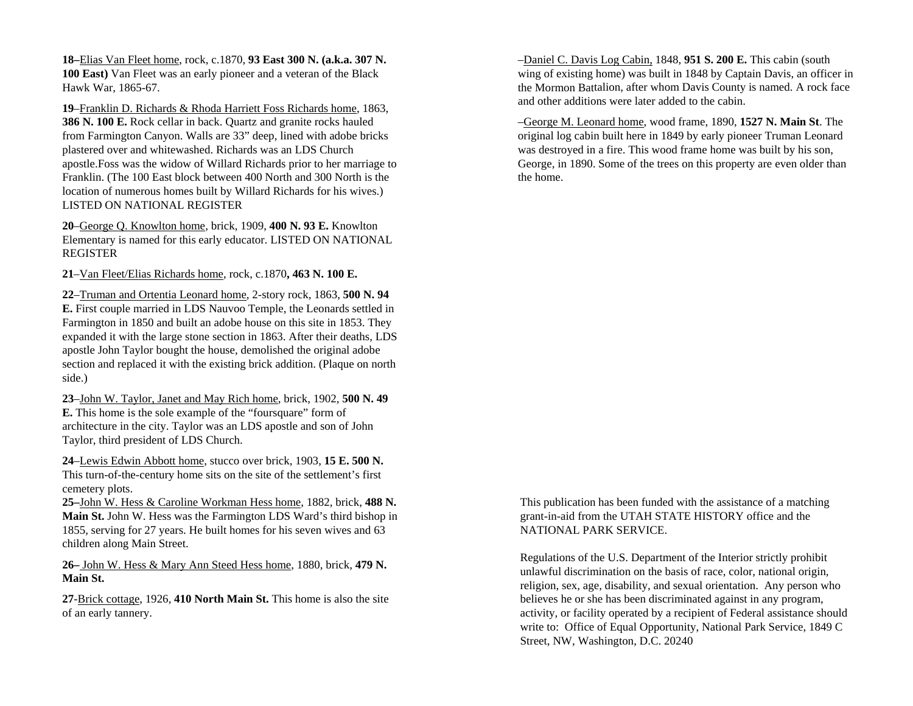**18–**Elias Van Fleet home, rock, c.1870, **93 East 300 N. (a.k.a. 307 N. 100 East)** Van Fleet was an early pioneer and a veteran of the Black Hawk War, 1865-67.

**19**–Franklin D. Richards & Rhoda Harriett Foss Richards home, 1863, **386 N. 100 E.** Rock cellar in back. Quartz and granite rocks hauled from Farmington Canyon. Walls are 33" deep, lined with adobe bricks plastered over and whitewashed. Richards was an LDS Church apostle.Foss was the widow of Willard Richards prior to her marriage to Franklin. (The 100 East block between 400 North and 300 North is the location of numerous homes built by Willard Richards for his wives.) LISTED ON NATIONAL REGISTER

**20**–George Q. Knowlton home, brick, 1909, **400 N. 93 E.** Knowlton Elementary is named for this early educator. LISTED ON NATIONAL REGISTER

**21**–Van Fleet/Elias Richards home, rock, c.1870**, 463 N. 100 E.**

**22**–Truman and Ortentia Leonard home, 2-story rock, 1863, **500 N. 94 E.** First couple married in LDS Nauvoo Temple, the Leonards settled in Farmington in 1850 and built an adobe house on this site in 1853. They expanded it with the large stone section in 1863. After their deaths, LDS apostle John Taylor bought the house, demolished the original adobe section and replaced it with the existing brick addition. (Plaque on north side.)

**23**–John W. Taylor, Janet and May Rich home, brick, 1902, **500 N. 49 E.** This home is the sole example of the "foursquare" form of architecture in the city. Taylor was an LDS apostle and son of John Taylor, third president of LDS Church.

**24**–Lewis Edwin Abbott home, stucco over brick, 1903, **15 E. 500 N.** This turn-of-the-century home sits on the site of the settlement's first cemetery plots.

**25–**John W. Hess & Caroline Workman Hess home, 1882, brick, **488 N. Main St.** John W. Hess was the Farmington LDS Ward's third bishop in 1855, serving for 27 years. He built homes for his seven wives and 63 children along Main Street.

**26–** John W. Hess & Mary Ann Steed Hess home, 1880, brick, **479 N. Main St.**

**27**-Brick cottage, 1926, **410 North Main St.** This home is also the site of an early tannery.

–Daniel C. Davis Log Cabin, 1848, **951 S. 200 E.** This cabin (south wing of existing home) was built in 1848 by Captain Davis, an officer in the Mormon Battalion, after whom Davis County is named. A rock face and other additions were later added to the cabin.

–George M. Leonard home, wood frame, 1890, **1527 N. Main St**. The original log cabin built here in 1849 by early pioneer Truman Leonard was destroyed in a fire. This wood frame home was built by his son, George, in 1890. Some of the trees on this property are even older than the home.

This publication has been funded with the assistance of a matching grant-in-aid from the UTAH STATE HISTORY office and the NATIONAL PARK SERVICE.

Regulations of the U.S. Department of the Interior strictly prohibit unlawful discrimination on the basis of race, color, national origin, religion, sex, age, disability, and sexual orientation. Any person who believes he or she has been discriminated against in any program, activity, or facility operated by a recipient of Federal assistance should write to: Office of Equal Opportunity, National Park Service, 1849 C Street, NW, Washington, D.C. 20240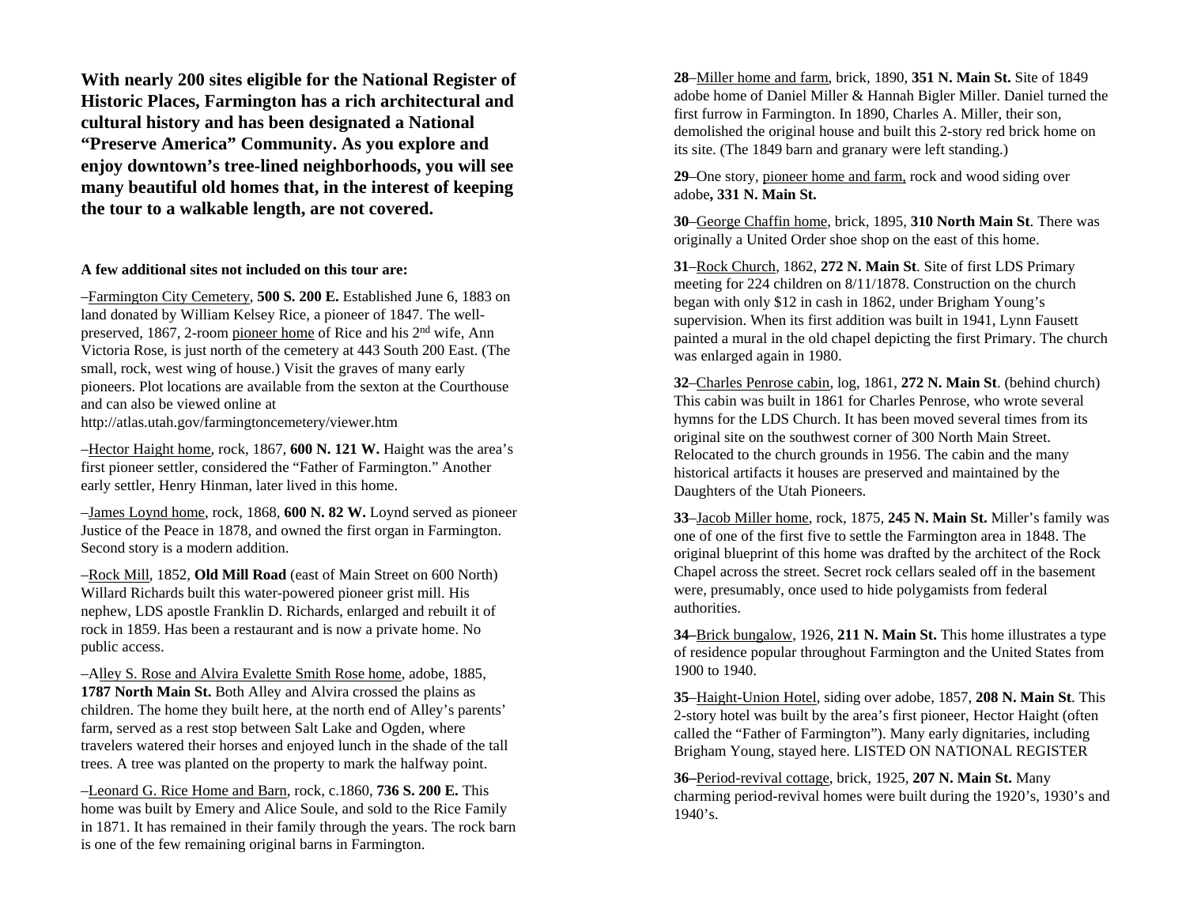**With nearly 200 sites eligible for the National Register of Historic Places, Farmington has a rich architectural and cultural history and has been designated a National "Preserve America" Community. As you explore and enjoy downtown's tree-lined neighborhoods, you will see many beautiful old homes that, in the interest of keeping the tour to a walkable length, are not covered.**

**A few additional sites not included on this tour are:**

–Farmington City Cemetery, **500 S. 200 E.** Established June 6, 1883 on land donated by William Kelsey Rice, a pioneer of 1847. The well-preserved, 1867, 2-room pioneer home of Rice and his 2nd wife, Ann Victoria Rose, is just north of the cemetery at 443 South 200 East. (The small, rock, west wing of house.) Visit the graves of many early pioneers. Plot locations are available from the sexton at the Courthouse and can also be viewed online at http://atlas.utah.gov/farmingtoncemetery/viewer.htm

–Hector Haight home, rock, 1867, **600 N. 121 W.** Haight was the area's first pioneer settler, considered the "Father of Farmington." Another early settler, Henry Hinman, later lived in this home.

–James Loynd home, rock, 1868, **600 N. 82 W.** Loynd served as pioneer Justice of the Peace in 1878, and owned the first organ in Farmington. Second story is a modern addition.

–Rock Mill, 1852, **Old Mill Road** (east of Main Street on 600 North) Willard Richards built this water-powered pioneer grist mill. His nephew, LDS apostle Franklin D. Richards, enlarged and rebuilt it of rock in 1859. Has been a restaurant and is now a private home. No public access.

–Alley S. Rose and Alvira Evalette Smith Rose home, adobe, 1885, **1787 North Main St.** Both Alley and Alvira crossed the plains as children. The home they built here, at the north end of Alley's parents' farm, served as a rest stop between Salt Lake and Ogden, where travelers watered their horses and enjoyed lunch in the shade of the tall trees. A tree was planted on the property to mark the halfway point.

–Leonard G. Rice Home and Barn, rock, c.1860, **736 S. 200 E.** This home was built by Emery and Alice Soule, and sold to the Rice Family in 1871. It has remained in their family through the years. The rock barn is one of the few remaining original barns in Farmington.

**28**–Miller home and farm, brick, 1890, **351 N. Main St.** Site of 1849 adobe home of Daniel Miller & Hannah Bigler Miller. Daniel turned the first furrow in Farmington. In 1890, Charles A. Miller, their son, demolished the original house and built this 2-story red brick home on its site. (The 1849 barn and granary were left standing.)

**29**–One story, pioneer home and farm, rock and wood siding over adobe**, 331 N. Main St.**

**30**–George Chaffin home, brick, 1895, **310 North Main St**. There was originally a United Order shoe shop on the east of this home.

**31**–Rock Church, 1862, **272 N. Main St**. Site of first LDS Primary meeting for 224 children on 8/11/1878. Construction on the church began with only $12 in cash in 1862, under Brigham Young's supervision. When its first addition was built in 1941, Lynn Fausett painted a mural in the old chapel depicting the first Primary. The church was enlarged again in 1980.

**32**–Charles Penrose cabin, log, 1861, **272 N. Main St**. (behind church) This cabin was built in 1861 for Charles Penrose, who wrote several hymns for the LDS Church. It has been moved several times from its original site on the southwest corner of 300 North Main Street. Relocated to the church grounds in 1956. The cabin and the many historical artifacts it houses are preserved and maintained by the Daughters of the Utah Pioneers.

**33**–Jacob Miller home, rock, 1875, **245 N. Main St.** Miller's family was one of one of the first five to settle the Farmington area in 1848. The original blueprint of this home was drafted by the architect of the Rock Chapel across the street. Secret rock cellars sealed off in the basement were, presumably, once used to hide polygamists from federal authorities.

**34–**Brick bungalow, 1926, **211 N. Main St.** This home illustrates a type of residence popular throughout Farmington and the United States from 1900 to 1940.

**35**–Haight-Union Hotel, siding over adobe, 1857, **208 N. Main St**. This 2-story hotel was built by the area's first pioneer, Hector Haight (often called the "Father of Farmington"). Many early dignitaries, including Brigham Young, stayed here. LISTED ON NATIONAL REGISTER

**36–**Period-revival cottage, brick, 1925, **207 N. Main St.** Many charming period-revival homes were built during the 1920's, 1930's and 1940's.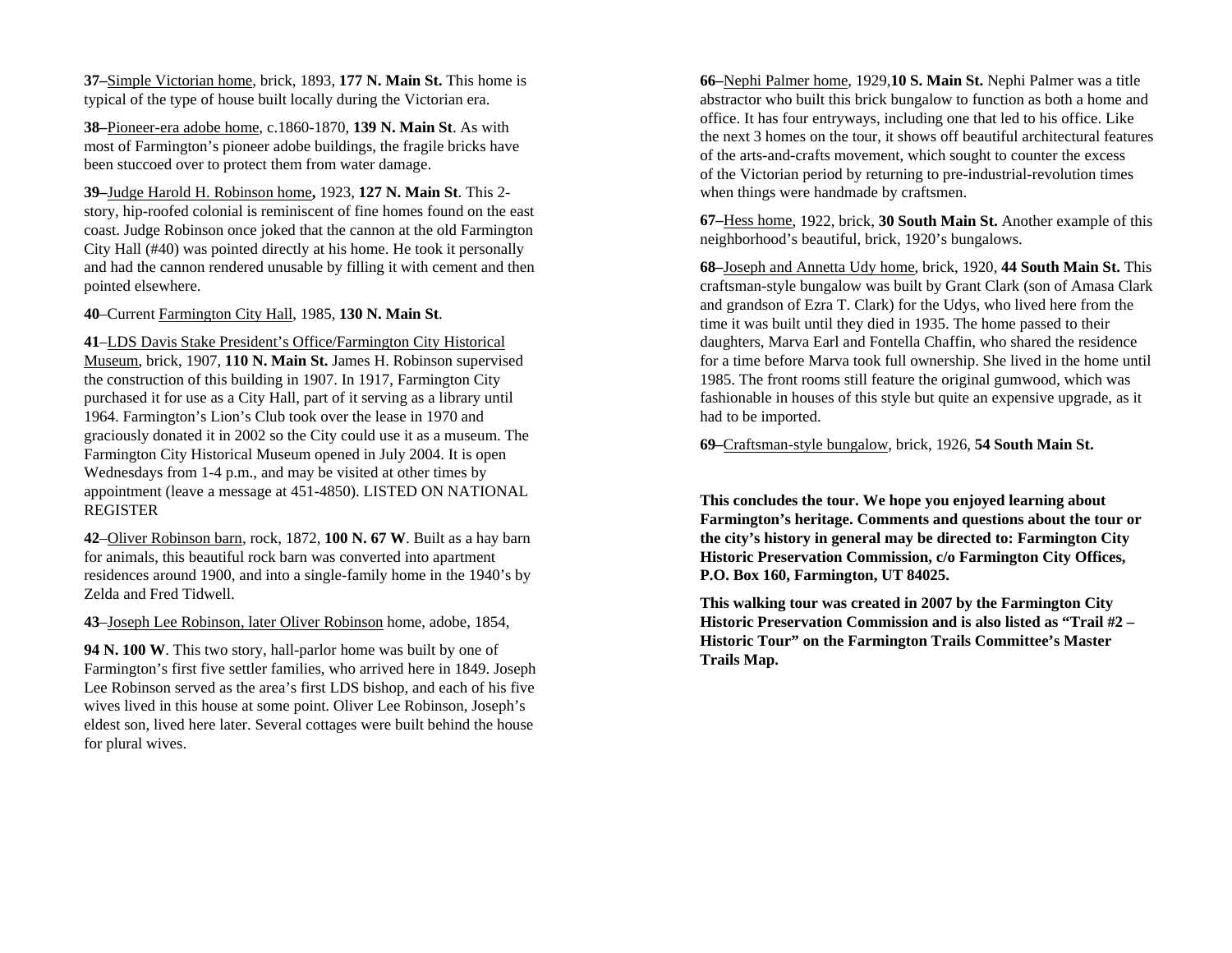**37–**Simple Victorian home, brick, 1893, **177 N. Main St.** This home is typical of the type of house built locally during the Victorian era.

**38–**Pioneer-era adobe home, c.1860-1870, **139 N. Main St**. As with most of Farmington's pioneer adobe buildings, the fragile bricks have been stuccoed over to protect them from water damage.

**39–**Judge Harold H. Robinson home**,** 1923, **127 N. Main St**. This 2-story, hip-roofed colonial is reminiscent of fine homes found on the east coast. Judge Robinson once joked that the cannon at the old Farmington City Hall (#40) was pointed directly at his home. He took it personally and had the cannon rendered unusable by filling it with cement and then pointed elsewhere.

**40**–Current Farmington City Hall, 1985, **130 N. Main St**.

**41**–LDS Davis Stake President's Office/Farmington City Historical Museum, brick, 1907, **110 N. Main St.** James H. Robinson supervised the construction of this building in 1907. In 1917, Farmington City purchased it for use as a City Hall, part of it serving as a library until 1964. Farmington's Lion's Club took over the lease in 1970 and graciously donated it in 2002 so the City could use it as a museum. The Farmington City Historical Museum opened in July 2004. It is open Wednesdays from 1-4 p.m., and may be visited at other times by appointment (leave a message at 451-4850). LISTED ON NATIONAL REGISTER

**42**–Oliver Robinson barn, rock, 1872, **100 N. 67 W**. Built as a hay barn for animals, this beautiful rock barn was converted into apartment residences around 1900, and into a single-family home in the 1940's by Zelda and Fred Tidwell.

**43**–Joseph Lee Robinson, later Oliver Robinson home, adobe, 1854,

**94 N. 100 W**. This two story, hall-parlor home was built by one of Farmington's first five settler families, who arrived here in 1849. Joseph Lee Robinson served as the area's first LDS bishop, and each of his five wives lived in this house at some point. Oliver Lee Robinson, Joseph's eldest son, lived here later. Several cottages were built behind the house for plural wives.

**66–**Nephi Palmer home, 1929,**10 S. Main St.** Nephi Palmer was a title abstractor who built this brick bungalow to function as both a home and office. It has four entryways, including one that led to his office. Like the next 3 homes on the tour, it shows off beautiful architectural features of the arts-and-crafts movement, which sought to counter the excess of the Victorian period by returning to pre-industrial-revolution times when things were handmade by craftsmen.

**67–**Hess home, 1922, brick, **30 South Main St.** Another example of this neighborhood's beautiful, brick, 1920's bungalows.

**68–**Joseph and Annetta Udy home, brick, 1920, **44 South Main St.** This craftsman-style bungalow was built by Grant Clark (son of Amasa Clark and grandson of Ezra T. Clark) for the Udys, who lived here from the time it was built until they died in 1935. The home passed to their daughters, Marva Earl and Fontella Chaffin, who shared the residence for a time before Marva took full ownership. She lived in the home until 1985. The front rooms still feature the original gumwood, which was fashionable in houses of this style but quite an expensive upgrade, as it had to be imported.

**69–**Craftsman-style bungalow, brick, 1926, **54 South Main St.**

**This concludes the tour. We hope you enjoyed learning about Farmington's heritage. Comments and questions about the tour or the city's history in general may be directed to: Farmington City Historic Preservation Commission, c/o Farmington City Offices, P.O. Box 160, Farmington, UT 84025.**

**This walking tour was created in 2007 by the Farmington City Historic Preservation Commission and is also listed as "Trail #2 – Historic Tour" on the Farmington Trails Committee's Master Trails Map.**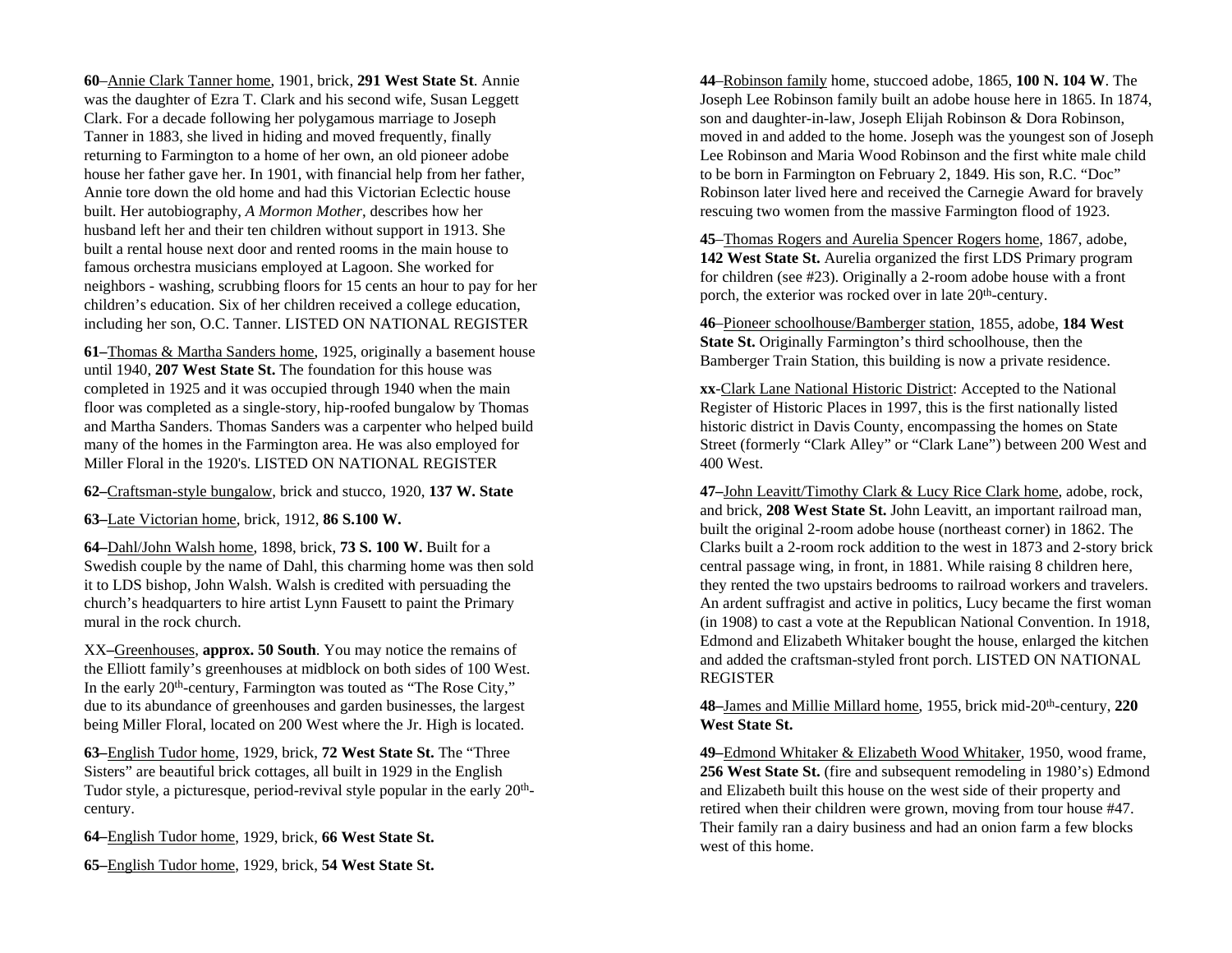**60**–<u>Annie Clark Tanner home</u>, 1901, brick, **291 West State St**. Annie was the daughter of Ezra T. Clark and his second wife, Susan Leggett Clark. For a decade following her polygamous marriage to Joseph Tanner in 1883, she lived in hiding and moved frequently, finally returning to Farmington to a home of her own, an old pioneer adobe house her father gave her. In 1901, with financial help from her father, Annie tore down the old home and had this Victorian Eclectic house built. Her autobiography, *A Mormon Mother*, describes how her husband left her and their ten children without support in 1913. She built a rental house next door and rented rooms in the main house to famous orchestra musicians employed at Lagoon. She worked for neighbors - washing, scrubbing floors for 15 cents an hour to pay for her children's education. Six of her children received a college education, including her son, O.C. Tanner. LISTED ON NATIONAL REGISTER

**61–**<u>Thomas & Martha Sanders home</u>, 1925, originally a basement house until 1940, **207 West State St.** The foundation for this house was completed in 1925 and it was occupied through 1940 when the main floor was completed as a single-story, hip-roofed bungalow by Thomas and Martha Sanders. Thomas Sanders was a carpenter who helped build many of the homes in the Farmington area. He was also employed for Miller Floral in the 1920's. LISTED ON NATIONAL REGISTER

**62–**<u>Craftsman-style bungalow</u>, brick and stucco, 1920, **137 W. State**

**63–**<u>Late Victorian home</u>, brick, 1912, **86 S.100 W.**

**64–**<u>Dahl/John Walsh home</u>, 1898, brick, **73 S. 100 W.** Built for a Swedish couple by the name of Dahl, this charming home was then sold it to LDS bishop, John Walsh. Walsh is credited with persuading the church's headquarters to hire artist Lynn Fausett to paint the Primary mural in the rock church.

XX–<u>Greenhouses</u>, **approx. 50 South**. You may notice the remains of the Elliott family's greenhouses at midblock on both sides of 100 West. In the early 20th-century, Farmington was touted as "The Rose City," due to its abundance of greenhouses and garden businesses, the largest being Miller Floral, located on 200 West where the Jr. High is located.

**63–**<u>English Tudor home</u>, 1929, brick, **72 West State St.** The "Three Sisters" are beautiful brick cottages, all built in 1929 in the English Tudor style, a picturesque, period-revival style popular in the early 20th-century.

**64–**<u>English Tudor home</u>, 1929, brick, **66 West State St.**

**65–**<u>English Tudor home</u>, 1929, brick, **54 West State St.**

**44**–<u>Robinson family</u> home, stuccoed adobe, 1865, **100 N. 104 W**. The Joseph Lee Robinson family built an adobe house here in 1865. In 1874, son and daughter-in-law, Joseph Elijah Robinson & Dora Robinson, moved in and added to the home. Joseph was the youngest son of Joseph Lee Robinson and Maria Wood Robinson and the first white male child to be born in Farmington on February 2, 1849. His son, R.C. "Doc" Robinson later lived here and received the Carnegie Award for bravely rescuing two women from the massive Farmington flood of 1923.

**45**–<u>Thomas Rogers and Aurelia Spencer Rogers home</u>, 1867, adobe, **142 West State St.** Aurelia organized the first LDS Primary program for children (see #23). Originally a 2-room adobe house with a front porch, the exterior was rocked over in late 20th-century.

**46**–<u>Pioneer schoolhouse/Bamberger station</u>, 1855, adobe, **184 West State St.** Originally Farmington's third schoolhouse, then the Bamberger Train Station, this building is now a private residence.

**xx**-<u>Clark Lane National Historic District</u>: Accepted to the National Register of Historic Places in 1997, this is the first nationally listed historic district in Davis County, encompassing the homes on State Street (formerly "Clark Alley" or "Clark Lane") between 200 West and 400 West.

**47–**<u>John Leavitt/Timothy Clark & Lucy Rice Clark home</u>, adobe, rock, and brick, **208 West State St.** John Leavitt, an important railroad man, built the original 2-room adobe house (northeast corner) in 1862. The Clarks built a 2-room rock addition to the west in 1873 and 2-story brick central passage wing, in front, in 1881. While raising 8 children here, they rented the two upstairs bedrooms to railroad workers and travelers. An ardent suffragist and active in politics, Lucy became the first woman (in 1908) to cast a vote at the Republican National Convention. In 1918, Edmond and Elizabeth Whitaker bought the house, enlarged the kitchen and added the craftsman-styled front porch. LISTED ON NATIONAL REGISTER

**48–**<u>James and Millie Millard home</u>, 1955, brick mid-20th-century, **220 West State St.**

**49–**<u>Edmond Whitaker & Elizabeth Wood Whitaker</u>, 1950, wood frame, **256 West State St.** (fire and subsequent remodeling in 1980's) Edmond and Elizabeth built this house on the west side of their property and retired when their children were grown, moving from tour house #47. Their family ran a dairy business and had an onion farm a few blocks west of this home.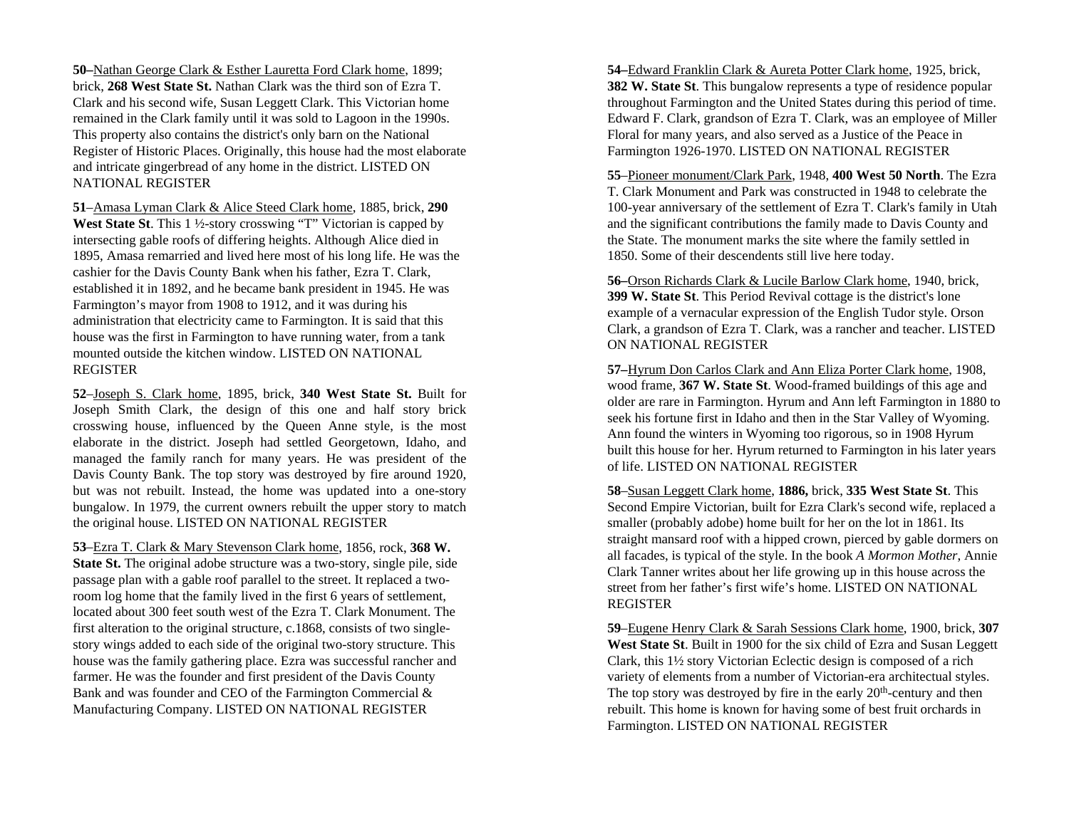**50–**Nathan George Clark & Esther Lauretta Ford Clark home, 1899; brick, **268 West State St.** Nathan Clark was the third son of Ezra T. Clark and his second wife, Susan Leggett Clark. This Victorian home remained in the Clark family until it was sold to Lagoon in the 1990s. This property also contains the district's only barn on the National Register of Historic Places. Originally, this house had the most elaborate and intricate gingerbread of any home in the district. LISTED ON NATIONAL REGISTER

**51**–Amasa Lyman Clark & Alice Steed Clark home, 1885, brick, **290 West State St**. This 1 ½-story crosswing "T" Victorian is capped by intersecting gable roofs of differing heights. Although Alice died in 1895, Amasa remarried and lived here most of his long life. He was the cashier for the Davis County Bank when his father, Ezra T. Clark, established it in 1892, and he became bank president in 1945. He was Farmington's mayor from 1908 to 1912, and it was during his administration that electricity came to Farmington. It is said that this house was the first in Farmington to have running water, from a tank mounted outside the kitchen window. LISTED ON NATIONAL REGISTER

**52**–Joseph S. Clark home, 1895, brick, **340 West State St.** Built for Joseph Smith Clark, the design of this one and half story brick crosswing house, influenced by the Queen Anne style, is the most elaborate in the district. Joseph had settled Georgetown, Idaho, and managed the family ranch for many years. He was president of the Davis County Bank. The top story was destroyed by fire around 1920, but was not rebuilt. Instead, the home was updated into a one-story bungalow. In 1979, the current owners rebuilt the upper story to match the original house. LISTED ON NATIONAL REGISTER

**53**–Ezra T. Clark & Mary Stevenson Clark home, 1856, rock, **368 W. State St.** The original adobe structure was a two-story, single pile, side passage plan with a gable roof parallel to the street. It replaced a two-room log home that the family lived in the first 6 years of settlement, located about 300 feet south west of the Ezra T. Clark Monument. The first alteration to the original structure, c.1868, consists of two single-story wings added to each side of the original two-story structure. This house was the family gathering place. Ezra was successful rancher and farmer. He was the founder and first president of the Davis County Bank and was founder and CEO of the Farmington Commercial & Manufacturing Company. LISTED ON NATIONAL REGISTER

**54–**Edward Franklin Clark & Aureta Potter Clark home, 1925, brick, **382 W. State St**. This bungalow represents a type of residence popular throughout Farmington and the United States during this period of time. Edward F. Clark, grandson of Ezra T. Clark, was an employee of Miller Floral for many years, and also served as a Justice of the Peace in Farmington 1926-1970. LISTED ON NATIONAL REGISTER

**55**–Pioneer monument/Clark Park, 1948, **400 West 50 North**. The Ezra T. Clark Monument and Park was constructed in 1948 to celebrate the 100-year anniversary of the settlement of Ezra T. Clark's family in Utah and the significant contributions the family made to Davis County and the State. The monument marks the site where the family settled in 1850. Some of their descendents still live here today.

**56–**Orson Richards Clark & Lucile Barlow Clark home, 1940, brick, **399 W. State St**. This Period Revival cottage is the district's lone example of a vernacular expression of the English Tudor style. Orson Clark, a grandson of Ezra T. Clark, was a rancher and teacher. LISTED ON NATIONAL REGISTER

**57–**Hyrum Don Carlos Clark and Ann Eliza Porter Clark home, 1908, wood frame, **367 W. State St**. Wood-framed buildings of this age and older are rare in Farmington. Hyrum and Ann left Farmington in 1880 to seek his fortune first in Idaho and then in the Star Valley of Wyoming. Ann found the winters in Wyoming too rigorous, so in 1908 Hyrum built this house for her. Hyrum returned to Farmington in his later years of life. LISTED ON NATIONAL REGISTER

**58**–Susan Leggett Clark home, **1886,** brick, **335 West State St**. This Second Empire Victorian, built for Ezra Clark's second wife, replaced a smaller (probably adobe) home built for her on the lot in 1861. Its straight mansard roof with a hipped crown, pierced by gable dormers on all facades, is typical of the style. In the book *A Mormon Mother*, Annie Clark Tanner writes about her life growing up in this house across the street from her father's first wife's home. LISTED ON NATIONAL REGISTER

**59**–Eugene Henry Clark & Sarah Sessions Clark home, 1900, brick, **307 West State St**. Built in 1900 for the six child of Ezra and Susan Leggett Clark, this 1½ story Victorian Eclectic design is composed of a rich variety of elements from a number of Victorian-era architectual styles. The top story was destroyed by fire in the early 20th-century and then rebuilt. This home is known for having some of best fruit orchards in Farmington. LISTED ON NATIONAL REGISTER